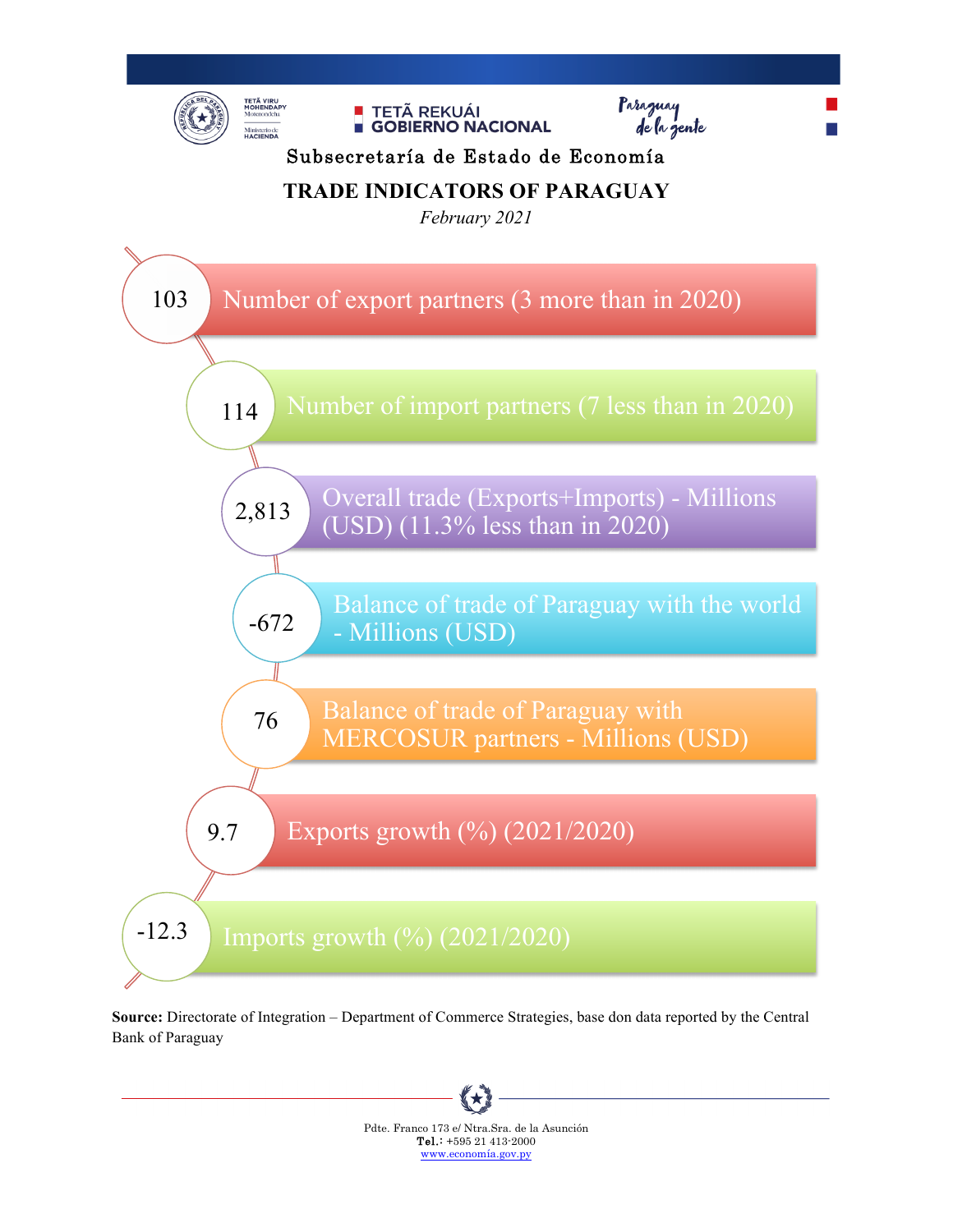TETÃ VIRU MOHENDAPY Motenondeha Ministerio de HACIENDA

TETÃ REKUÁI GOBIERNO NACIONAL

Paraguay de la gente

Subsecretaría de Estado de Economía

# TRADE INDICATORS OF PARAGUAY

*February 2021*

| Value | Indicator |
|---|---|
| 103 | Number of export partners (3 more than in 2020) |
| 114 | Number of import partners (7 less than in 2020) |
| 2,813 | Overall trade (Exports+Imports) - Millions (USD) (11.3% less than in 2020) |
| -672 | Balance of trade of Paraguay with the world - Millions (USD) |
| 76 | Balance of trade of Paraguay with MERCOSUR partners - Millions (USD) |
| 9.7 | Exports growth (%) (2021/2020) |
| -12.3 | Imports growth (%) (2021/2020) |

**Source:** Directorate of Integration – Department of Commerce Strategies, base don data reported by the Central Bank of Paraguay

Pdte. Franco 173 e/ Ntra.Sra. de la Asunción
**Tel.:** +595 21 413-2000
www.economía.gov.py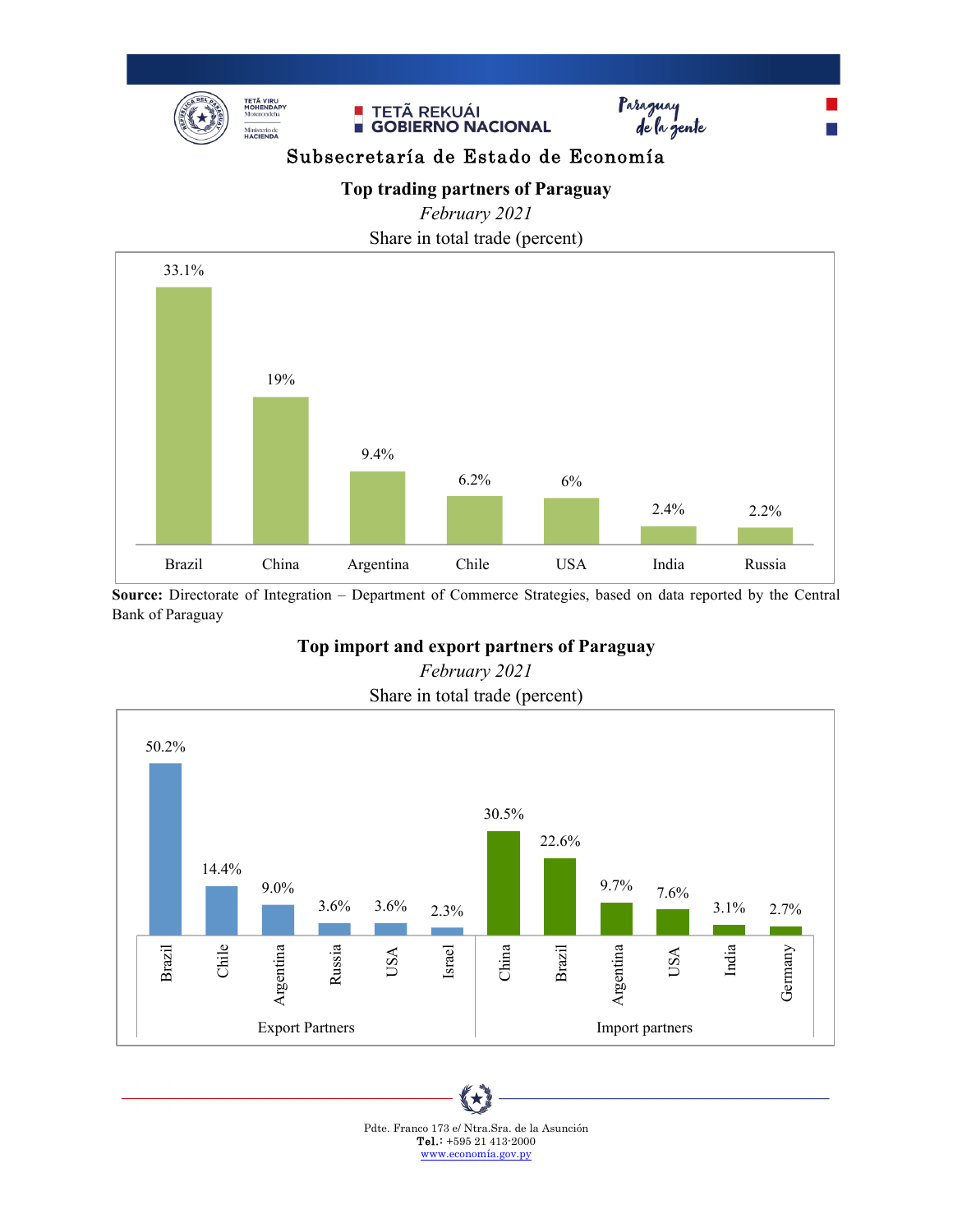Subsecretaría de Estado de Economía

## Top trading partners of Paraguay

*February 2021*

Share in total trade (percent)

| Partner | Share |
|---|---|
| Brazil | 33.1% |
| China | 19% |
| Argentina | 9.4% |
| Chile | 6.2% |
| USA | 6% |
| India | 2.4% |
| Russia | 2.2% |

**Source:** Directorate of Integration – Department of Commerce Strategies, based on data reported by the Central Bank of Paraguay

## Top import and export partners of Paraguay

*February 2021*

Share in total trade (percent)

| Export Partners | Share |
|---|---|
| Brazil | 50.2% |
| Chile | 14.4% |
| Argentina | 9.0% |
| Russia | 3.6% |
| USA | 3.6% |
| Israel | 2.3% |

| Import partners | Share |
|---|---|
| China | 30.5% |
| Brazil | 22.6% |
| Argentina | 9.7% |
| USA | 7.6% |
| India | 3.1% |
| Germany | 2.7% |

Pdte. Franco 173 e/ Ntra.Sra. de la Asunción
**Tel.:** +595 21 413-2000
www.economía.gov.py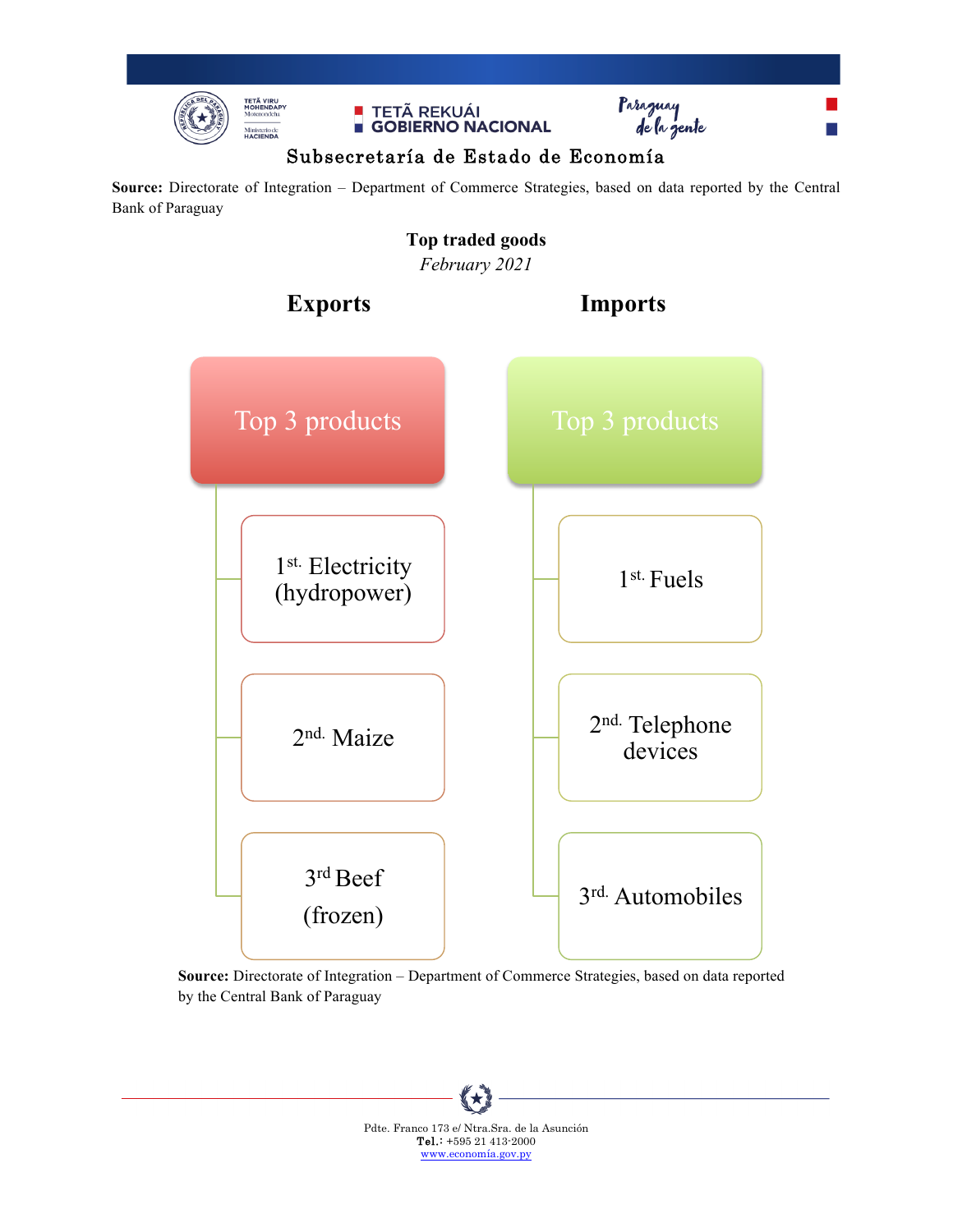**Source:** Directorate of Integration – Department of Commerce Strategies, based on data reported by the Central Bank of Paraguay

**Top traded goods**

*February 2021*

| **Exports** | **Imports** |
|---|---|
| Top 3 products | Top 3 products |
| 1st. Electricity (hydropower) | 1st. Fuels |
| 2nd. Maize | 2nd. Telephone devices |
| 3rd Beef (frozen) | 3rd. Automobiles |

**Source:** Directorate of Integration – Department of Commerce Strategies, based on data reported by the Central Bank of Paraguay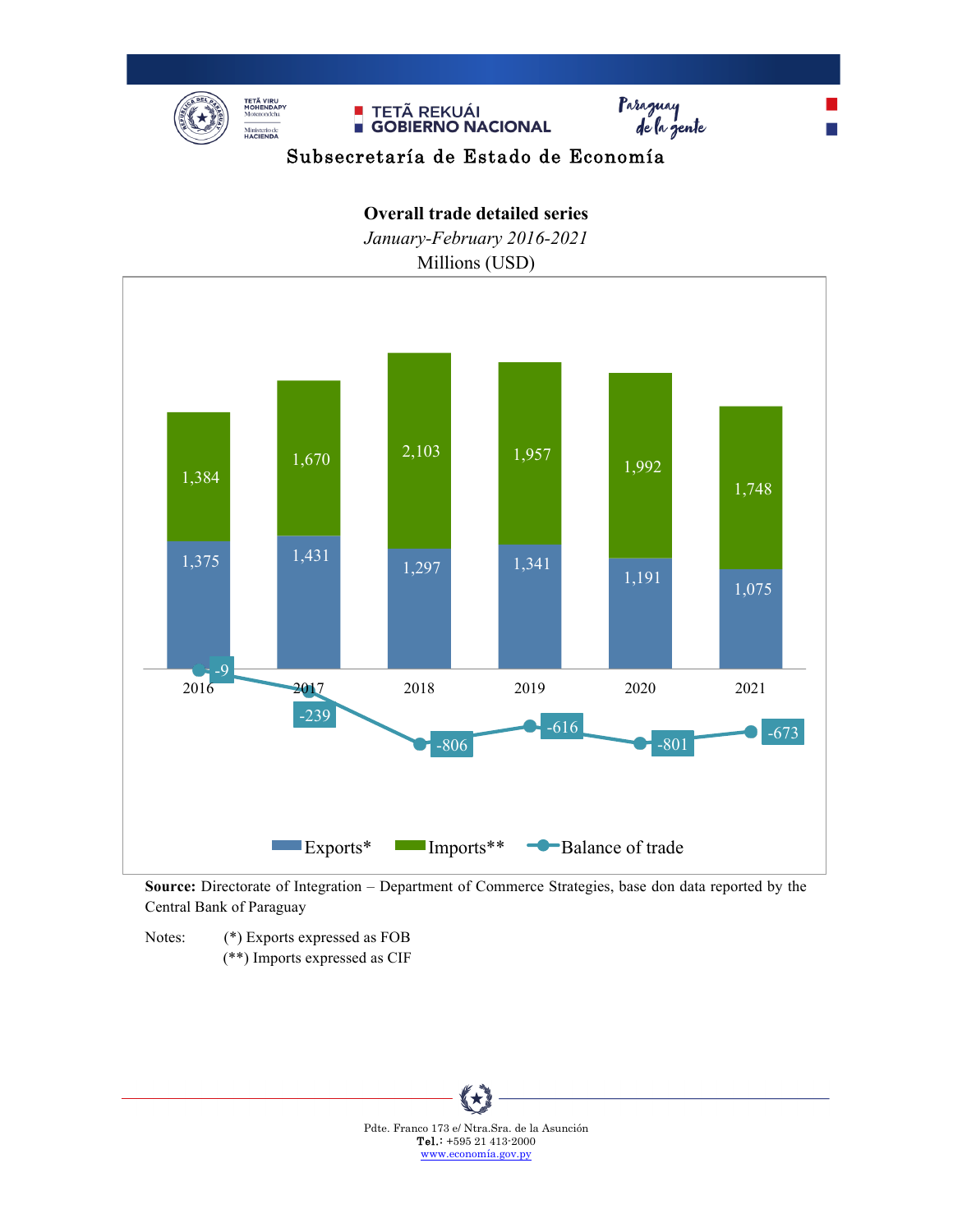Subsecretaría de Estado de Economía

**Overall trade detailed series**

*January-February 2016-2021*

Millions (USD)

| Year | Exports* | Imports** | Balance of trade |
|---|---|---|---|
| 2016 | 1,375 | 1,384 | -9 |
| 2017 | 1,431 | 1,670 | -239 |
| 2018 | 1,297 | 2,103 | -806 |
| 2019 | 1,341 | 1,957 | -616 |
| 2020 | 1,191 | 1,992 | -801 |
| 2021 | 1,075 | 1,748 | -673 |

**Source:** Directorate of Integration – Department of Commerce Strategies, base don data reported by the Central Bank of Paraguay

Notes: (*) Exports expressed as FOB

(**) Imports expressed as CIF

Pdte. Franco 173 e/ Ntra.Sra. de la Asunción
**Tel.:** +595 21 413-2000
www.economía.gov.py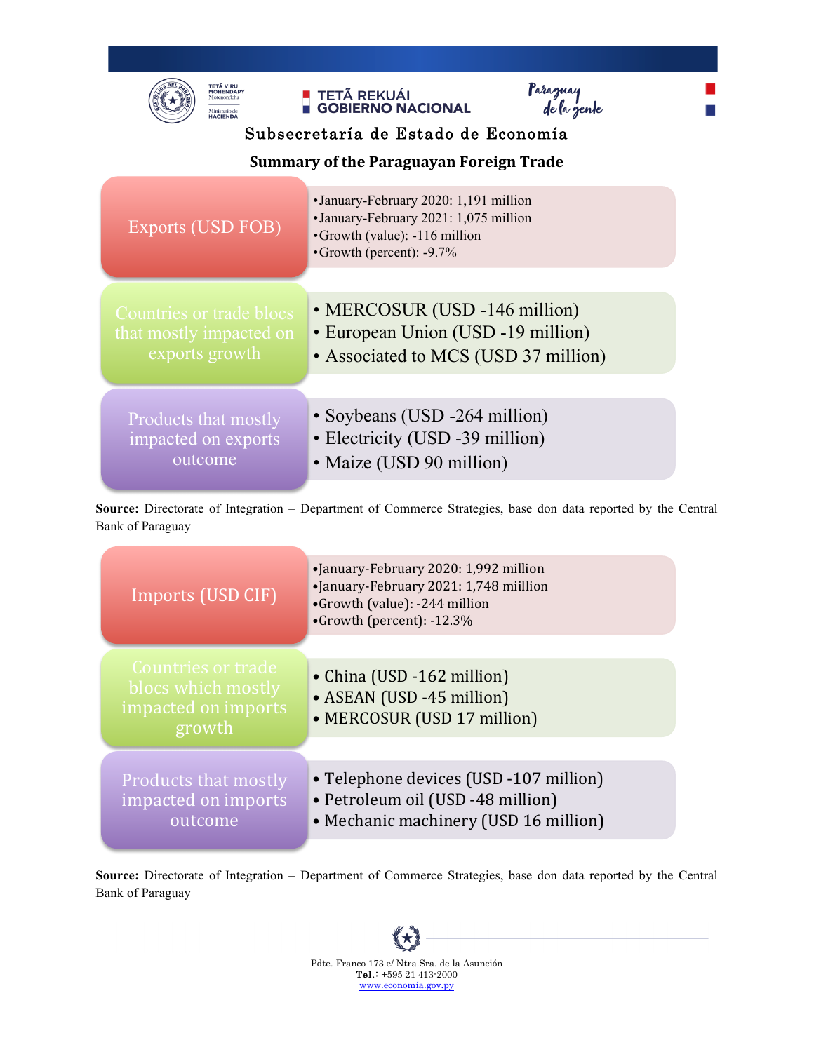Subsecretaría de Estado de Economía

## Summary of the Paraguayan Foreign Trade

| | |
|---|---|
| Exports (USD FOB) | •January-February 2020: 1,191 million<br>•January-February 2021: 1,075 million<br>•Growth (value): -116 million<br>•Growth (percent): -9.7% |
| Countries or trade blocs that mostly impacted on exports growth | • MERCOSUR (USD -146 million)<br>• European Union (USD -19 million)<br>• Associated to MCS (USD 37 million) |
| Products that mostly impacted on exports outcome | • Soybeans (USD -264 million)<br>• Electricity (USD -39 million)<br>• Maize (USD 90 million) |

**Source:** Directorate of Integration – Department of Commerce Strategies, base don data reported by the Central Bank of Paraguay

| | |
|---|---|
| Imports (USD CIF) | •January-February 2020: 1,992 million<br>•January-February 2021: 1,748 miillion<br>•Growth (value): -244 million<br>•Growth (percent): -12.3% |
| Countries or trade blocs which mostly impacted on imports growth | • China (USD -162 million)<br>• ASEAN (USD -45 million)<br>• MERCOSUR (USD 17 million) |
| Products that mostly impacted on imports outcome | • Telephone devices (USD -107 million)<br>• Petroleum oil (USD -48 million)<br>• Mechanic machinery (USD 16 million) |

**Source:** Directorate of Integration – Department of Commerce Strategies, base don data reported by the Central Bank of Paraguay

Pdte. Franco 173 e/ Ntra.Sra. de la Asunción
**Tel.:** +595 21 413-2000
www.economía.gov.py